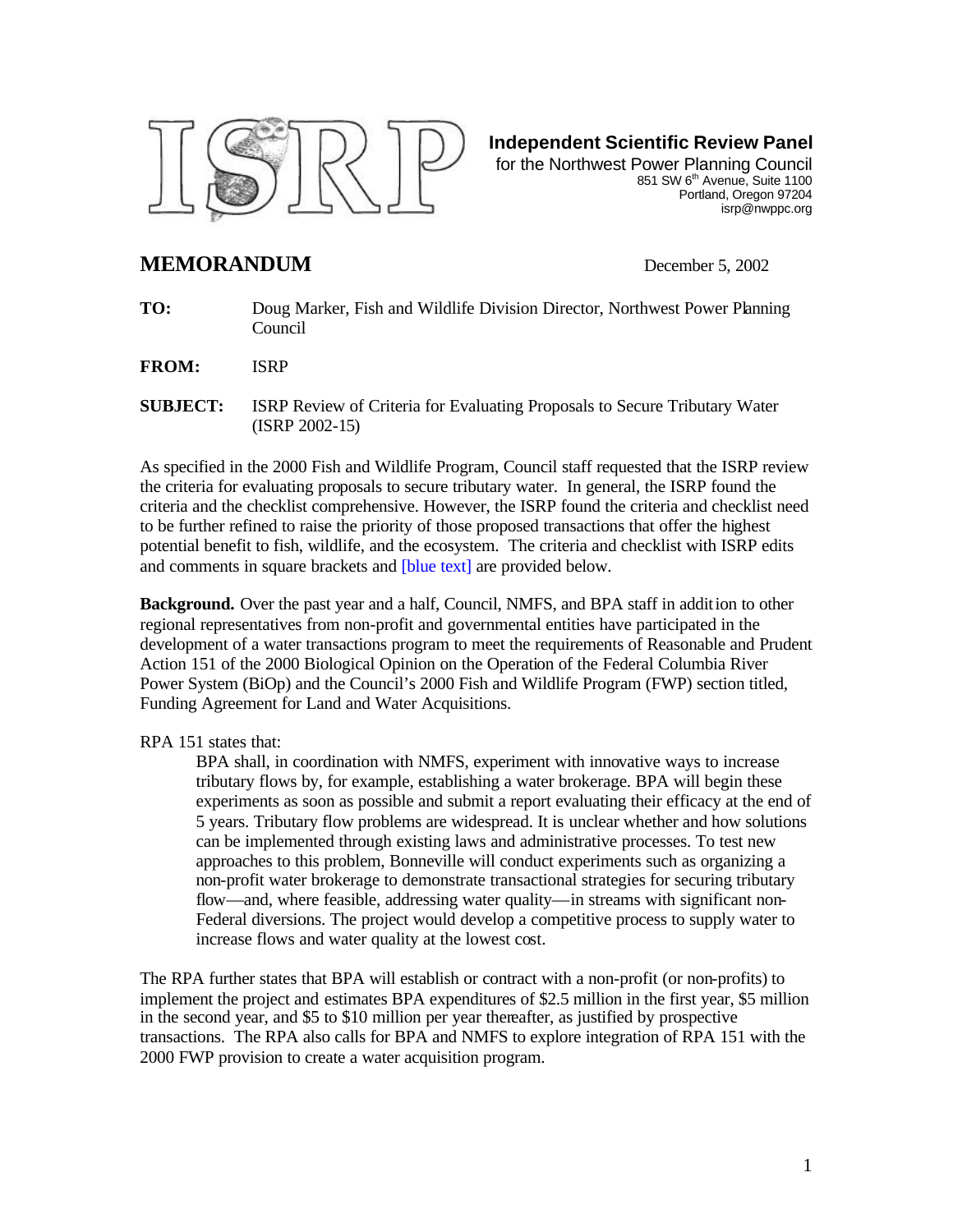**Independent Scientific Review Panel**
for the Northwest Power Planning Council
851 SW 6th Avenue, Suite 1100
Portland, Oregon 97204
isrp@nwppc.org

# MEMORANDUM

December 5, 2002

**TO:** Doug Marker, Fish and Wildlife Division Director, Northwest Power Planning Council

**FROM:** ISRP

**SUBJECT:** ISRP Review of Criteria for Evaluating Proposals to Secure Tributary Water (ISRP 2002-15)

As specified in the 2000 Fish and Wildlife Program, Council staff requested that the ISRP review the criteria for evaluating proposals to secure tributary water. In general, the ISRP found the criteria and the checklist comprehensive. However, the ISRP found the criteria and checklist need to be further refined to raise the priority of those proposed transactions that offer the highest potential benefit to fish, wildlife, and the ecosystem. The criteria and checklist with ISRP edits and comments in square brackets and [blue text] are provided below.

**Background.** Over the past year and a half, Council, NMFS, and BPA staff in addition to other regional representatives from non-profit and governmental entities have participated in the development of a water transactions program to meet the requirements of Reasonable and Prudent Action 151 of the 2000 Biological Opinion on the Operation of the Federal Columbia River Power System (BiOp) and the Council's 2000 Fish and Wildlife Program (FWP) section titled, Funding Agreement for Land and Water Acquisitions.

RPA 151 states that:

> BPA shall, in coordination with NMFS, experiment with innovative ways to increase tributary flows by, for example, establishing a water brokerage. BPA will begin these experiments as soon as possible and submit a report evaluating their efficacy at the end of 5 years. Tributary flow problems are widespread. It is unclear whether and how solutions can be implemented through existing laws and administrative processes. To test new approaches to this problem, Bonneville will conduct experiments such as organizing a non-profit water brokerage to demonstrate transactional strategies for securing tributary flow—and, where feasible, addressing water quality—in streams with significant non-Federal diversions. The project would develop a competitive process to supply water to increase flows and water quality at the lowest cost.

The RPA further states that BPA will establish or contract with a non-profit (or non-profits) to implement the project and estimates BPA expenditures of $2.5 million in the first year, $5 million in the second year, and $5 to $10 million per year thereafter, as justified by prospective transactions. The RPA also calls for BPA and NMFS to explore integration of RPA 151 with the 2000 FWP provision to create a water acquisition program.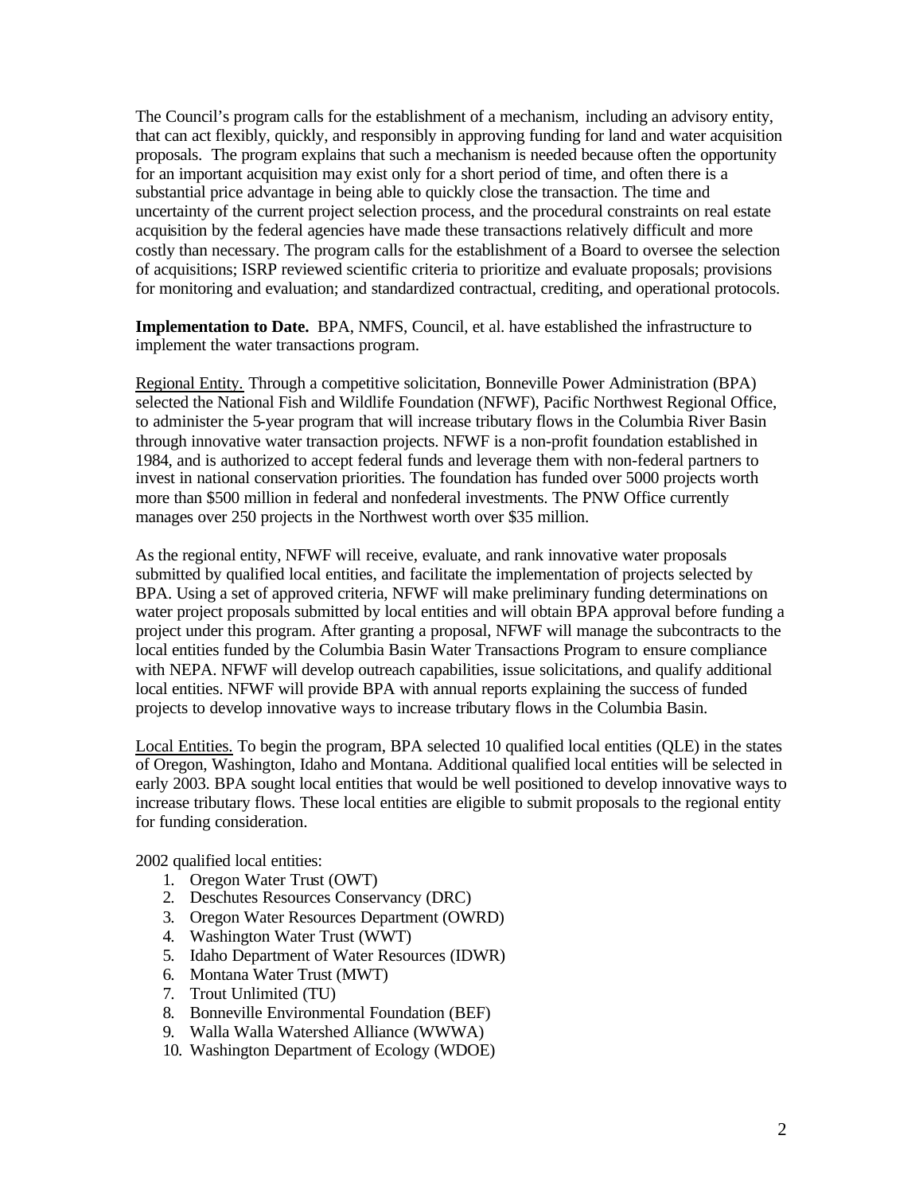The Council's program calls for the establishment of a mechanism, including an advisory entity, that can act flexibly, quickly, and responsibly in approving funding for land and water acquisition proposals. The program explains that such a mechanism is needed because often the opportunity for an important acquisition may exist only for a short period of time, and often there is a substantial price advantage in being able to quickly close the transaction. The time and uncertainty of the current project selection process, and the procedural constraints on real estate acquisition by the federal agencies have made these transactions relatively difficult and more costly than necessary. The program calls for the establishment of a Board to oversee the selection of acquisitions; ISRP reviewed scientific criteria to prioritize and evaluate proposals; provisions for monitoring and evaluation; and standardized contractual, crediting, and operational protocols.

**Implementation to Date.** BPA, NMFS, Council, et al. have established the infrastructure to implement the water transactions program.

Regional Entity. Through a competitive solicitation, Bonneville Power Administration (BPA) selected the National Fish and Wildlife Foundation (NFWF), Pacific Northwest Regional Office, to administer the 5-year program that will increase tributary flows in the Columbia River Basin through innovative water transaction projects. NFWF is a non-profit foundation established in 1984, and is authorized to accept federal funds and leverage them with non-federal partners to invest in national conservation priorities. The foundation has funded over 5000 projects worth more than $500 million in federal and nonfederal investments. The PNW Office currently manages over 250 projects in the Northwest worth over $35 million.

As the regional entity, NFWF will receive, evaluate, and rank innovative water proposals submitted by qualified local entities, and facilitate the implementation of projects selected by BPA. Using a set of approved criteria, NFWF will make preliminary funding determinations on water project proposals submitted by local entities and will obtain BPA approval before funding a project under this program. After granting a proposal, NFWF will manage the subcontracts to the local entities funded by the Columbia Basin Water Transactions Program to ensure compliance with NEPA. NFWF will develop outreach capabilities, issue solicitations, and qualify additional local entities. NFWF will provide BPA with annual reports explaining the success of funded projects to develop innovative ways to increase tributary flows in the Columbia Basin.

Local Entities. To begin the program, BPA selected 10 qualified local entities (QLE) in the states of Oregon, Washington, Idaho and Montana. Additional qualified local entities will be selected in early 2003. BPA sought local entities that would be well positioned to develop innovative ways to increase tributary flows. These local entities are eligible to submit proposals to the regional entity for funding consideration.

2002 qualified local entities:

1. Oregon Water Trust (OWT)
2. Deschutes Resources Conservancy (DRC)
3. Oregon Water Resources Department (OWRD)
4. Washington Water Trust (WWT)
5. Idaho Department of Water Resources (IDWR)
6. Montana Water Trust (MWT)
7. Trout Unlimited (TU)
8. Bonneville Environmental Foundation (BEF)
9. Walla Walla Watershed Alliance (WWWA)
10. Washington Department of Ecology (WDOE)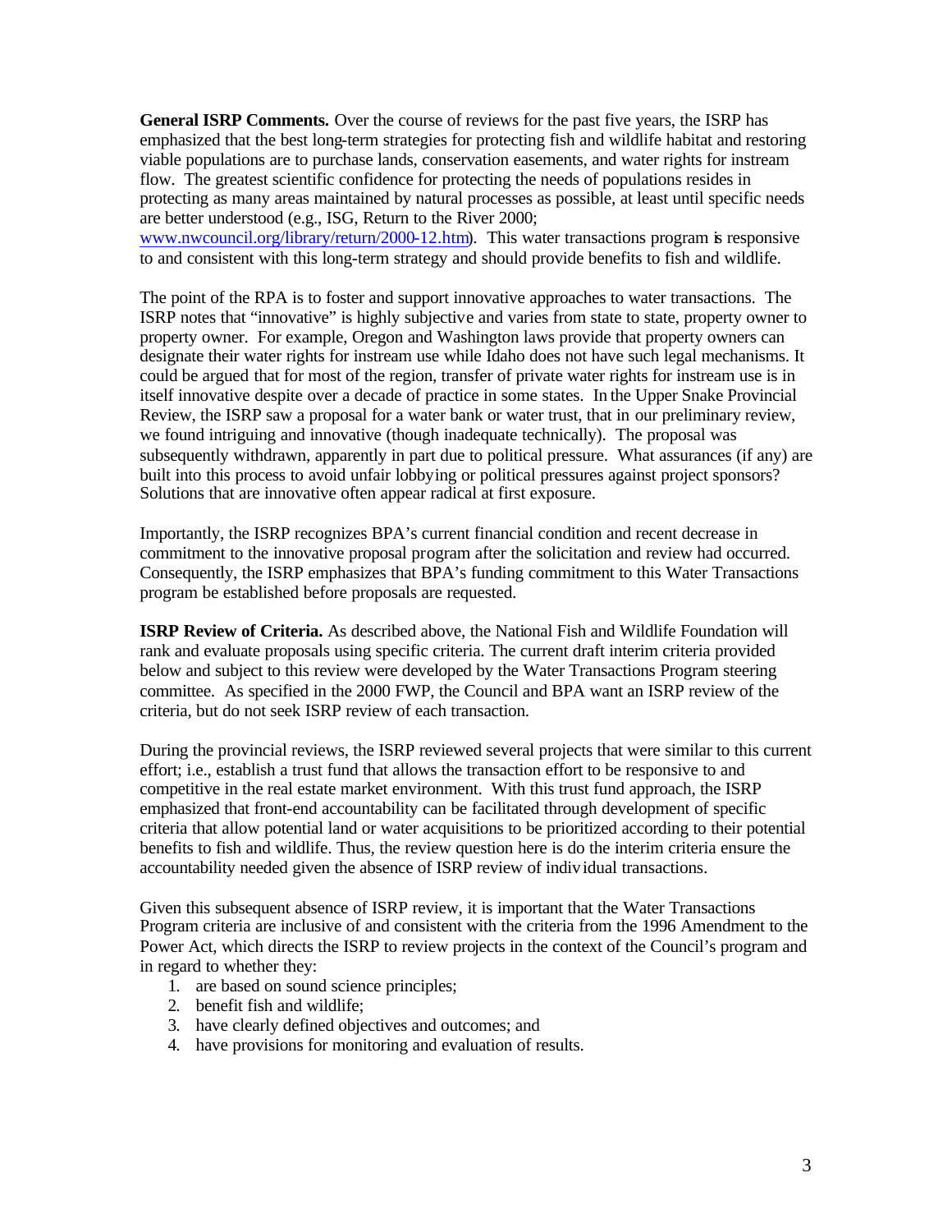**General ISRP Comments.** Over the course of reviews for the past five years, the ISRP has emphasized that the best long-term strategies for protecting fish and wildlife habitat and restoring viable populations are to purchase lands, conservation easements, and water rights for instream flow. The greatest scientific confidence for protecting the needs of populations resides in protecting as many areas maintained by natural processes as possible, at least until specific needs are better understood (e.g., ISG, Return to the River 2000; www.nwcouncil.org/library/return/2000-12.htm). This water transactions program is responsive to and consistent with this long-term strategy and should provide benefits to fish and wildlife.

The point of the RPA is to foster and support innovative approaches to water transactions. The ISRP notes that "innovative" is highly subjective and varies from state to state, property owner to property owner. For example, Oregon and Washington laws provide that property owners can designate their water rights for instream use while Idaho does not have such legal mechanisms. It could be argued that for most of the region, transfer of private water rights for instream use is in itself innovative despite over a decade of practice in some states. In the Upper Snake Provincial Review, the ISRP saw a proposal for a water bank or water trust, that in our preliminary review, we found intriguing and innovative (though inadequate technically). The proposal was subsequently withdrawn, apparently in part due to political pressure. What assurances (if any) are built into this process to avoid unfair lobbying or political pressures against project sponsors? Solutions that are innovative often appear radical at first exposure.

Importantly, the ISRP recognizes BPA's current financial condition and recent decrease in commitment to the innovative proposal program after the solicitation and review had occurred. Consequently, the ISRP emphasizes that BPA's funding commitment to this Water Transactions program be established before proposals are requested.

**ISRP Review of Criteria.** As described above, the National Fish and Wildlife Foundation will rank and evaluate proposals using specific criteria. The current draft interim criteria provided below and subject to this review were developed by the Water Transactions Program steering committee. As specified in the 2000 FWP, the Council and BPA want an ISRP review of the criteria, but do not seek ISRP review of each transaction.

During the provincial reviews, the ISRP reviewed several projects that were similar to this current effort; i.e., establish a trust fund that allows the transaction effort to be responsive to and competitive in the real estate market environment. With this trust fund approach, the ISRP emphasized that front-end accountability can be facilitated through development of specific criteria that allow potential land or water acquisitions to be prioritized according to their potential benefits to fish and wildlife. Thus, the review question here is do the interim criteria ensure the accountability needed given the absence of ISRP review of individual transactions.

Given this subsequent absence of ISRP review, it is important that the Water Transactions Program criteria are inclusive of and consistent with the criteria from the 1996 Amendment to the Power Act, which directs the ISRP to review projects in the context of the Council's program and in regard to whether they:

1. are based on sound science principles;
2. benefit fish and wildlife;
3. have clearly defined objectives and outcomes; and
4. have provisions for monitoring and evaluation of results.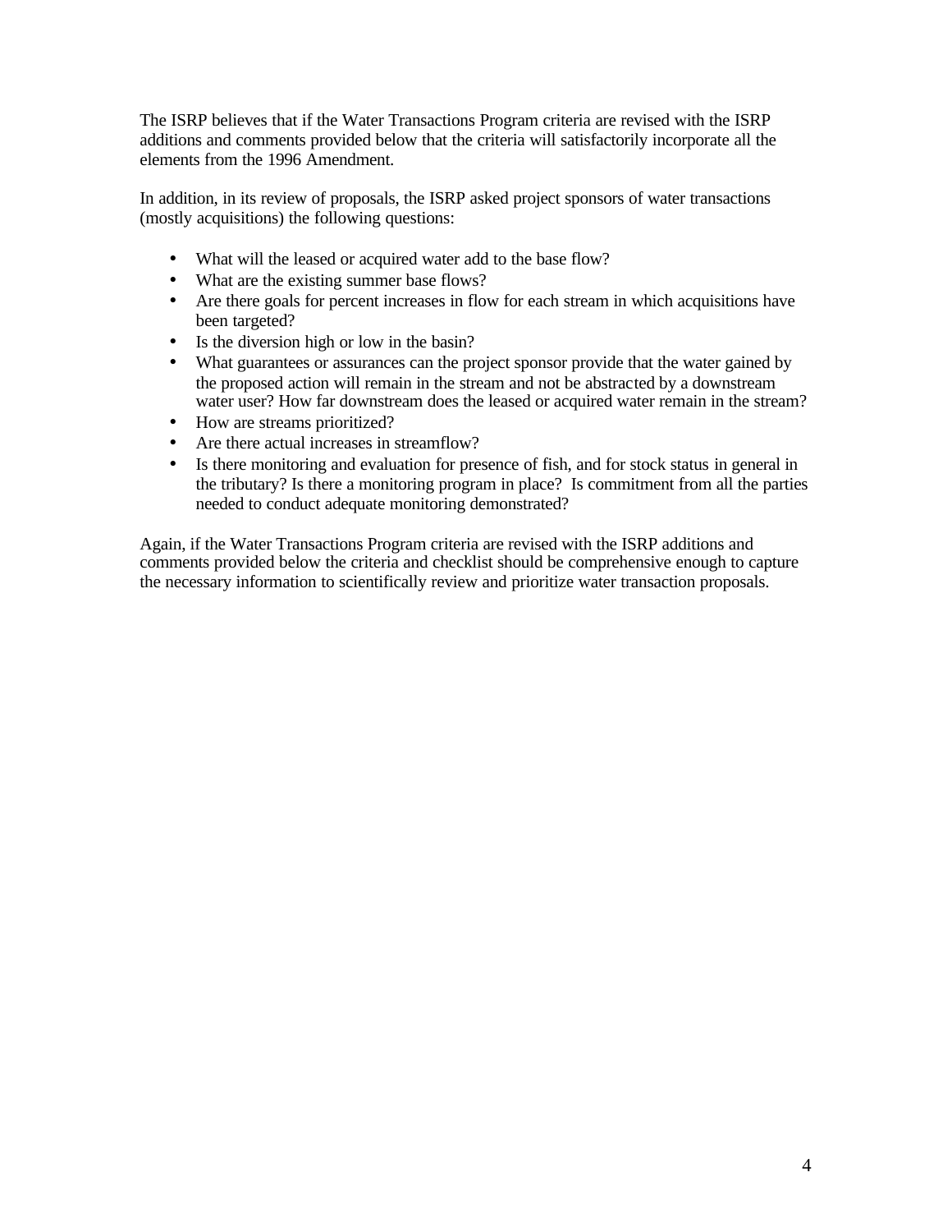The ISRP believes that if the Water Transactions Program criteria are revised with the ISRP additions and comments provided below that the criteria will satisfactorily incorporate all the elements from the 1996 Amendment.

In addition, in its review of proposals, the ISRP asked project sponsors of water transactions (mostly acquisitions) the following questions:

- What will the leased or acquired water add to the base flow?
- What are the existing summer base flows?
- Are there goals for percent increases in flow for each stream in which acquisitions have been targeted?
- Is the diversion high or low in the basin?
- What guarantees or assurances can the project sponsor provide that the water gained by the proposed action will remain in the stream and not be abstracted by a downstream water user? How far downstream does the leased or acquired water remain in the stream?
- How are streams prioritized?
- Are there actual increases in streamflow?
- Is there monitoring and evaluation for presence of fish, and for stock status in general in the tributary? Is there a monitoring program in place? Is commitment from all the parties needed to conduct adequate monitoring demonstrated?

Again, if the Water Transactions Program criteria are revised with the ISRP additions and comments provided below the criteria and checklist should be comprehensive enough to capture the necessary information to scientifically review and prioritize water transaction proposals.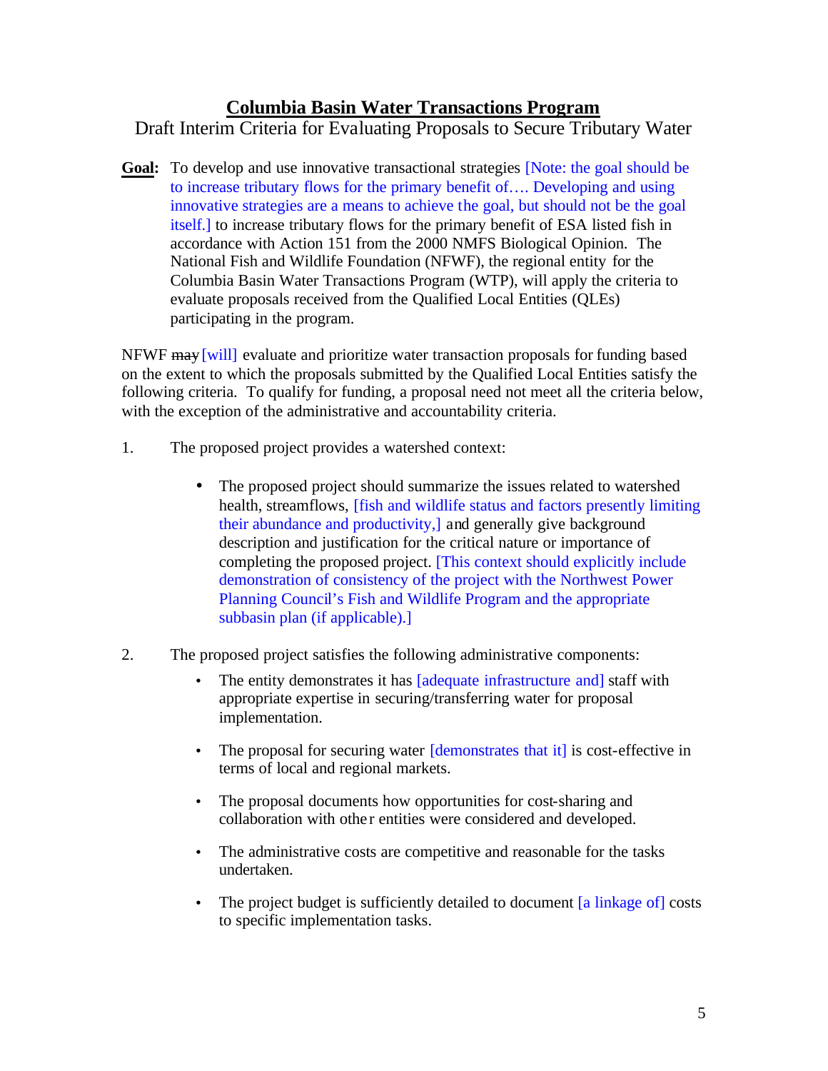# Columbia Basin Water Transactions Program

Draft Interim Criteria for Evaluating Proposals to Secure Tributary Water

**Goal:** To develop and use innovative transactional strategies [Note: the goal should be to increase tributary flows for the primary benefit of…. Developing and using innovative strategies are a means to achieve the goal, but should not be the goal itself.] to increase tributary flows for the primary benefit of ESA listed fish in accordance with Action 151 from the 2000 NMFS Biological Opinion. The National Fish and Wildlife Foundation (NFWF), the regional entity for the Columbia Basin Water Transactions Program (WTP), will apply the criteria to evaluate proposals received from the Qualified Local Entities (QLEs) participating in the program.

NFWF ~~may~~ [will] evaluate and prioritize water transaction proposals for funding based on the extent to which the proposals submitted by the Qualified Local Entities satisfy the following criteria. To qualify for funding, a proposal need not meet all the criteria below, with the exception of the administrative and accountability criteria.

1. The proposed project provides a watershed context:

   - The proposed project should summarize the issues related to watershed health, streamflows, [fish and wildlife status and factors presently limiting their abundance and productivity,] and generally give background description and justification for the critical nature or importance of completing the proposed project. [This context should explicitly include demonstration of consistency of the project with the Northwest Power Planning Council's Fish and Wildlife Program and the appropriate subbasin plan (if applicable).]

2. The proposed project satisfies the following administrative components:

   - The entity demonstrates it has [adequate infrastructure and] staff with appropriate expertise in securing/transferring water for proposal implementation.
   - The proposal for securing water [demonstrates that it] is cost-effective in terms of local and regional markets.
   - The proposal documents how opportunities for cost-sharing and collaboration with other entities were considered and developed.
   - The administrative costs are competitive and reasonable for the tasks undertaken.
   - The project budget is sufficiently detailed to document [a linkage of] costs to specific implementation tasks.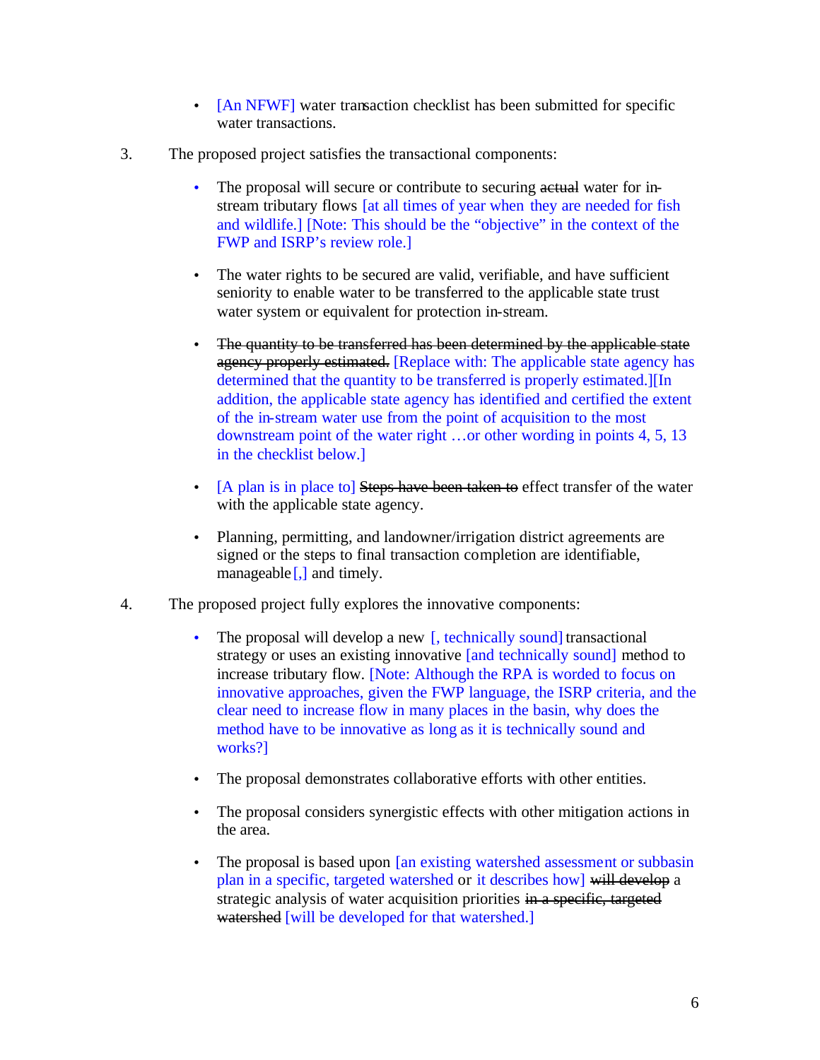- [An NFWF] water transaction checklist has been submitted for specific water transactions.

3. The proposed project satisfies the transactional components:

   - The proposal will secure or contribute to securing ~~actual~~ water for in-stream tributary flows [at all times of year when they are needed for fish and wildlife.] [Note: This should be the "objective" in the context of the FWP and ISRP's review role.]

   - The water rights to be secured are valid, verifiable, and have sufficient seniority to enable water to be transferred to the applicable state trust water system or equivalent for protection in-stream.

   - ~~The quantity to be transferred has been determined by the applicable state agency properly estimated.~~ [Replace with: The applicable state agency has determined that the quantity to be transferred is properly estimated.][In addition, the applicable state agency has identified and certified the extent of the in-stream water use from the point of acquisition to the most downstream point of the water right …or other wording in points 4, 5, 13 in the checklist below.]

   - [A plan is in place to] ~~Steps have been taken to~~ effect transfer of the water with the applicable state agency.

   - Planning, permitting, and landowner/irrigation district agreements are signed or the steps to final transaction completion are identifiable, manageable [,] and timely.

4. The proposed project fully explores the innovative components:

   - The proposal will develop a new [, technically sound] transactional strategy or uses an existing innovative [and technically sound] method to increase tributary flow. [Note: Although the RPA is worded to focus on innovative approaches, given the FWP language, the ISRP criteria, and the clear need to increase flow in many places in the basin, why does the method have to be innovative as long as it is technically sound and works?]

   - The proposal demonstrates collaborative efforts with other entities.

   - The proposal considers synergistic effects with other mitigation actions in the area.

   - The proposal is based upon [an existing watershed assessment or subbasin plan in a specific, targeted watershed] or [it describes how] ~~will develop~~ a strategic analysis of water acquisition priorities ~~in a specific, targeted watershed~~ [will be developed for that watershed.]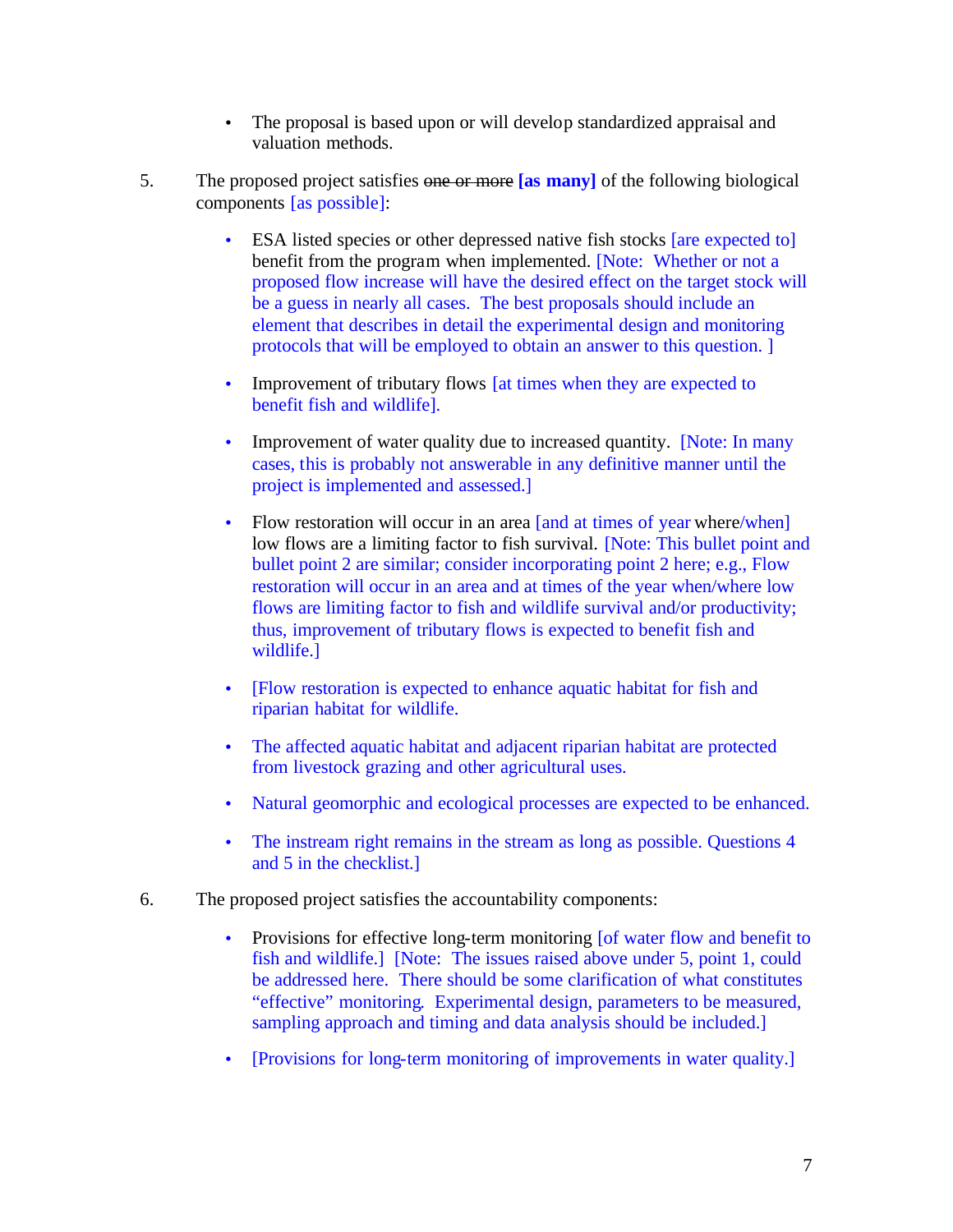- The proposal is based upon or will develop standardized appraisal and valuation methods.

5. The proposed project satisfies ~~one or more~~ **[as many]** of the following biological components [as possible]:

   - ESA listed species or other depressed native fish stocks [are expected to] benefit from the program when implemented. [Note: Whether or not a proposed flow increase will have the desired effect on the target stock will be a guess in nearly all cases. The best proposals should include an element that describes in detail the experimental design and monitoring protocols that will be employed to obtain an answer to this question. ]

   - Improvement of tributary flows [at times when they are expected to benefit fish and wildlife].

   - Improvement of water quality due to increased quantity. [Note: In many cases, this is probably not answerable in any definitive manner until the project is implemented and assessed.]

   - Flow restoration will occur in an area [and at times of year where/when] low flows are a limiting factor to fish survival. [Note: This bullet point and bullet point 2 are similar; consider incorporating point 2 here; e.g., Flow restoration will occur in an area and at times of the year when/where low flows are limiting factor to fish and wildlife survival and/or productivity; thus, improvement of tributary flows is expected to benefit fish and wildlife.]

   - [Flow restoration is expected to enhance aquatic habitat for fish and riparian habitat for wildlife.

   - The affected aquatic habitat and adjacent riparian habitat are protected from livestock grazing and other agricultural uses.

   - Natural geomorphic and ecological processes are expected to be enhanced.

   - The instream right remains in the stream as long as possible. Questions 4 and 5 in the checklist.]

6. The proposed project satisfies the accountability components:

   - Provisions for effective long-term monitoring [of water flow and benefit to fish and wildlife.] [Note: The issues raised above under 5, point 1, could be addressed here. There should be some clarification of what constitutes "effective" monitoring. Experimental design, parameters to be measured, sampling approach and timing and data analysis should be included.]

   - [Provisions for long-term monitoring of improvements in water quality.]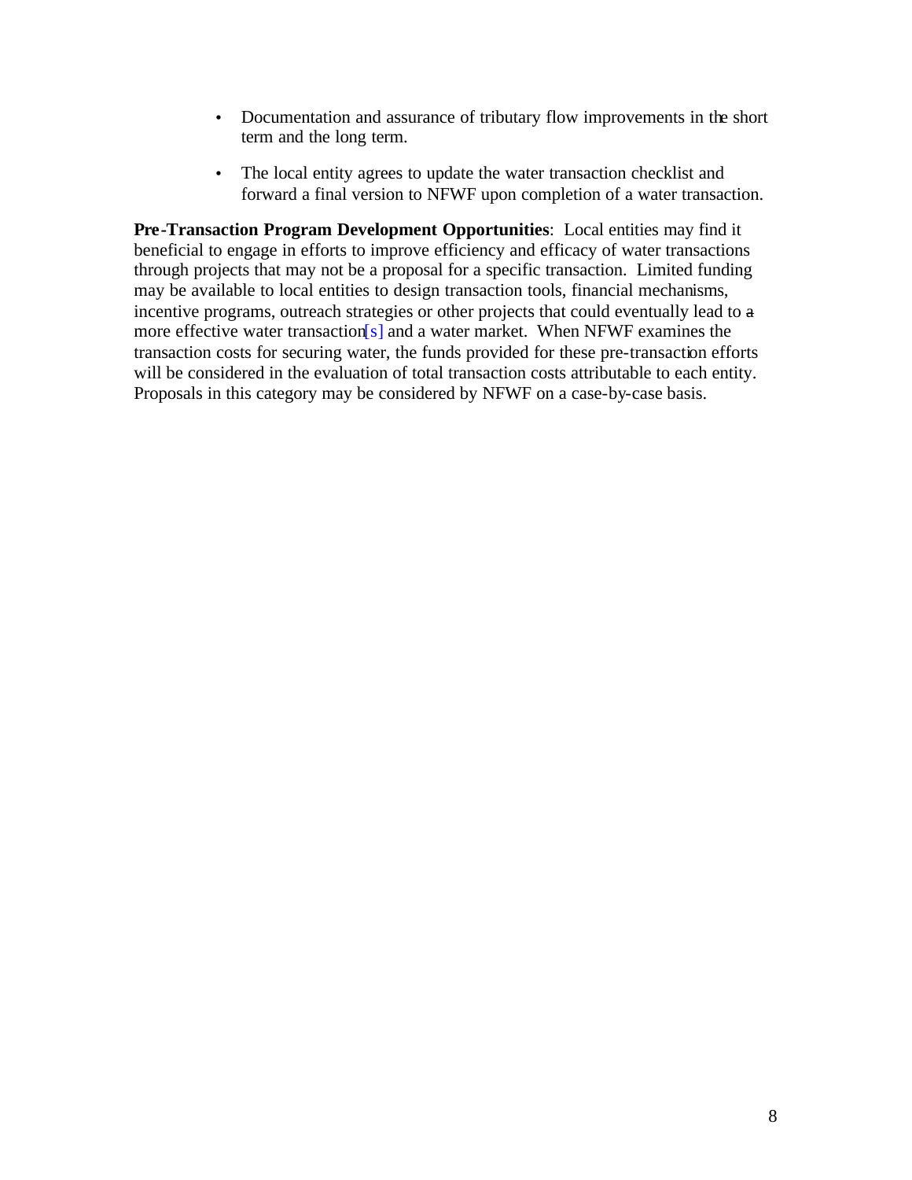- Documentation and assurance of tributary flow improvements in the short term and the long term.
- The local entity agrees to update the water transaction checklist and forward a final version to NFWF upon completion of a water transaction.

**Pre-Transaction Program Development Opportunities**: Local entities may find it beneficial to engage in efforts to improve efficiency and efficacy of water transactions through projects that may not be a proposal for a specific transaction. Limited funding may be available to local entities to design transaction tools, financial mechanisms, incentive programs, outreach strategies or other projects that could eventually lead to a more effective water transaction[s] and a water market. When NFWF examines the transaction costs for securing water, the funds provided for these pre-transaction efforts will be considered in the evaluation of total transaction costs attributable to each entity. Proposals in this category may be considered by NFWF on a case-by-case basis.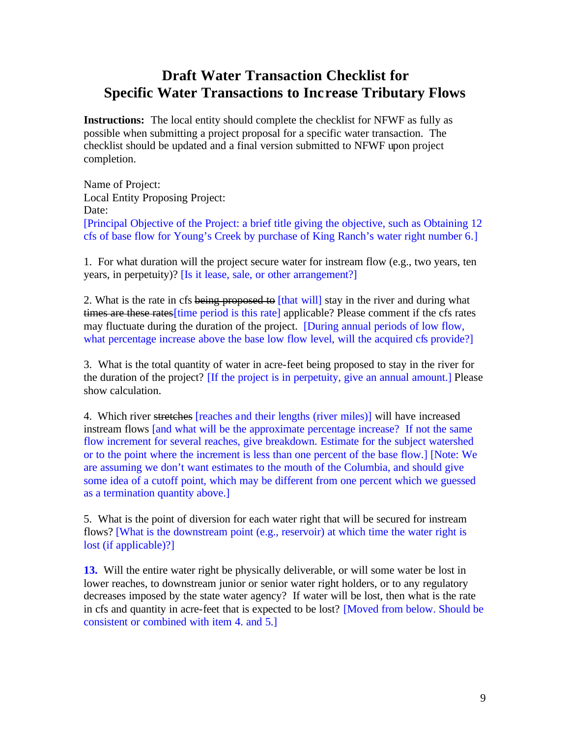# Draft Water Transaction Checklist for Specific Water Transactions to Increase Tributary Flows

**Instructions:** The local entity should complete the checklist for NFWF as fully as possible when submitting a project proposal for a specific water transaction. The checklist should be updated and a final version submitted to NFWF upon project completion.

Name of Project:
Local Entity Proposing Project:
Date:
[Principal Objective of the Project: a brief title giving the objective, such as Obtaining 12 cfs of base flow for Young's Creek by purchase of King Ranch's water right number 6.]

1. For what duration will the project secure water for instream flow (e.g., two years, ten years, in perpetuity)? [Is it lease, sale, or other arrangement?]

2. What is the rate in cfs ~~being proposed to~~ [that will] stay in the river and during what ~~times are these rates~~[time period is this rate] applicable? Please comment if the cfs rates may fluctuate during the duration of the project. [During annual periods of low flow, what percentage increase above the base low flow level, will the acquired cfs provide?]

3. What is the total quantity of water in acre-feet being proposed to stay in the river for the duration of the project? [If the project is in perpetuity, give an annual amount.] Please show calculation.

4. Which river ~~stretches~~ [reaches and their lengths (river miles)] will have increased instream flows [and what will be the approximate percentage increase? If not the same flow increment for several reaches, give breakdown. Estimate for the subject watershed or to the point where the increment is less than one percent of the base flow.] [Note: We are assuming we don't want estimates to the mouth of the Columbia, and should give some idea of a cutoff point, which may be different from one percent which we guessed as a termination quantity above.]

5. What is the point of diversion for each water right that will be secured for instream flows? [What is the downstream point (e.g., reservoir) at which time the water right is lost (if applicable)?]

**13.** Will the entire water right be physically deliverable, or will some water be lost in lower reaches, to downstream junior or senior water right holders, or to any regulatory decreases imposed by the state water agency? If water will be lost, then what is the rate in cfs and quantity in acre-feet that is expected to be lost? [Moved from below. Should be consistent or combined with item 4. and 5.]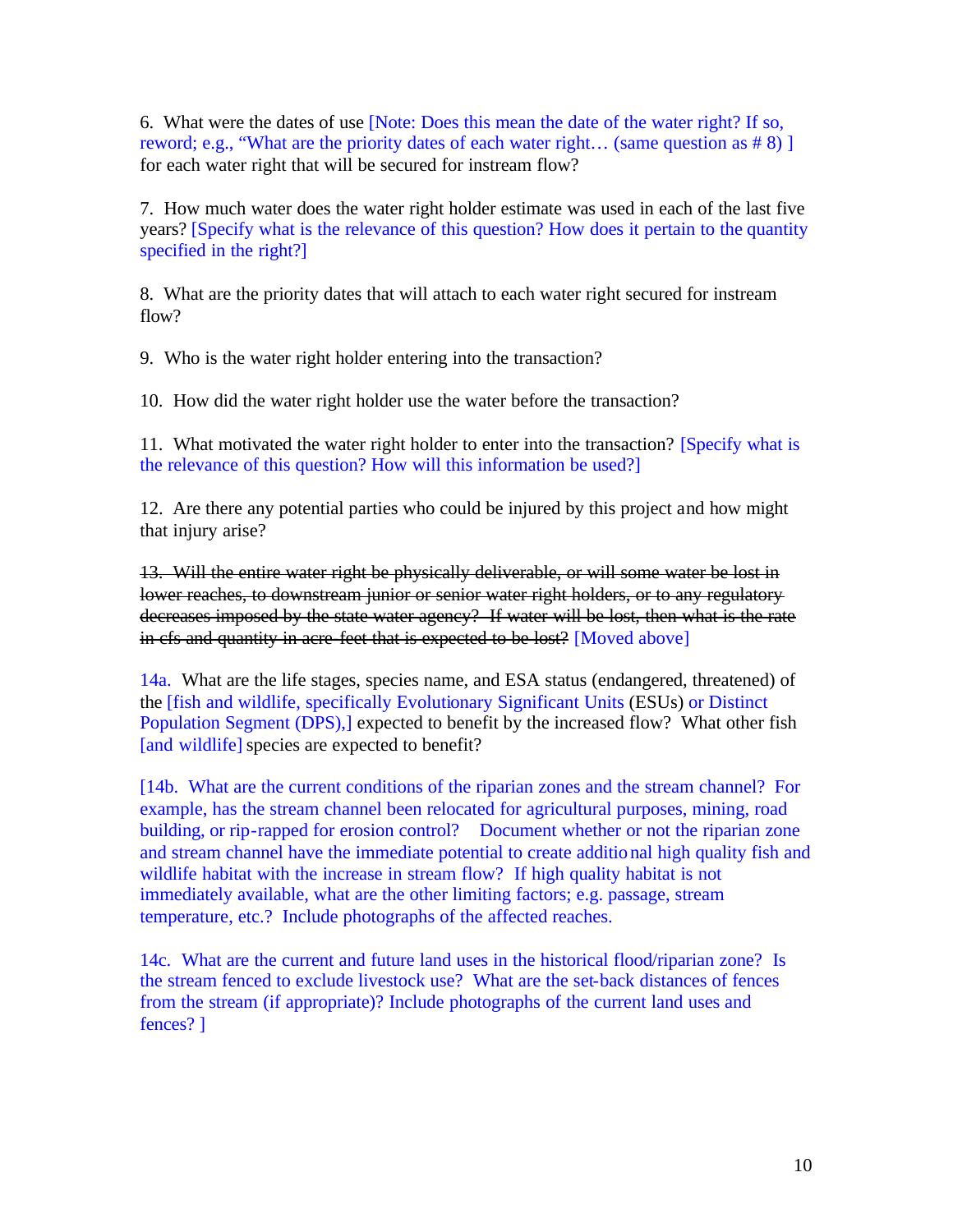6. What were the dates of use [Note: Does this mean the date of the water right? If so, reword; e.g., "What are the priority dates of each water right… (same question as # 8) ] for each water right that will be secured for instream flow?

7. How much water does the water right holder estimate was used in each of the last five years? [Specify what is the relevance of this question? How does it pertain to the quantity specified in the right?]

8. What are the priority dates that will attach to each water right secured for instream flow?

9. Who is the water right holder entering into the transaction?

10. How did the water right holder use the water before the transaction?

11. What motivated the water right holder to enter into the transaction? [Specify what is the relevance of this question? How will this information be used?]

12. Are there any potential parties who could be injured by this project and how might that injury arise?

~~13. Will the entire water right be physically deliverable, or will some water be lost in lower reaches, to downstream junior or senior water right holders, or to any regulatory decreases imposed by the state water agency? If water will be lost, then what is the rate in cfs and quantity in acre-feet that is expected to be lost?~~ [Moved above]

14a. What are the life stages, species name, and ESA status (endangered, threatened) of the [fish and wildlife, specifically Evolutionary Significant Units (ESUs) or Distinct Population Segment (DPS),] expected to benefit by the increased flow? What other fish [and wildlife] species are expected to benefit?

[14b. What are the current conditions of the riparian zones and the stream channel? For example, has the stream channel been relocated for agricultural purposes, mining, road building, or rip-rapped for erosion control? Document whether or not the riparian zone and stream channel have the immediate potential to create additional high quality fish and wildlife habitat with the increase in stream flow? If high quality habitat is not immediately available, what are the other limiting factors; e.g. passage, stream temperature, etc.? Include photographs of the affected reaches.

14c. What are the current and future land uses in the historical flood/riparian zone? Is the stream fenced to exclude livestock use? What are the set-back distances of fences from the stream (if appropriate)? Include photographs of the current land uses and fences? ]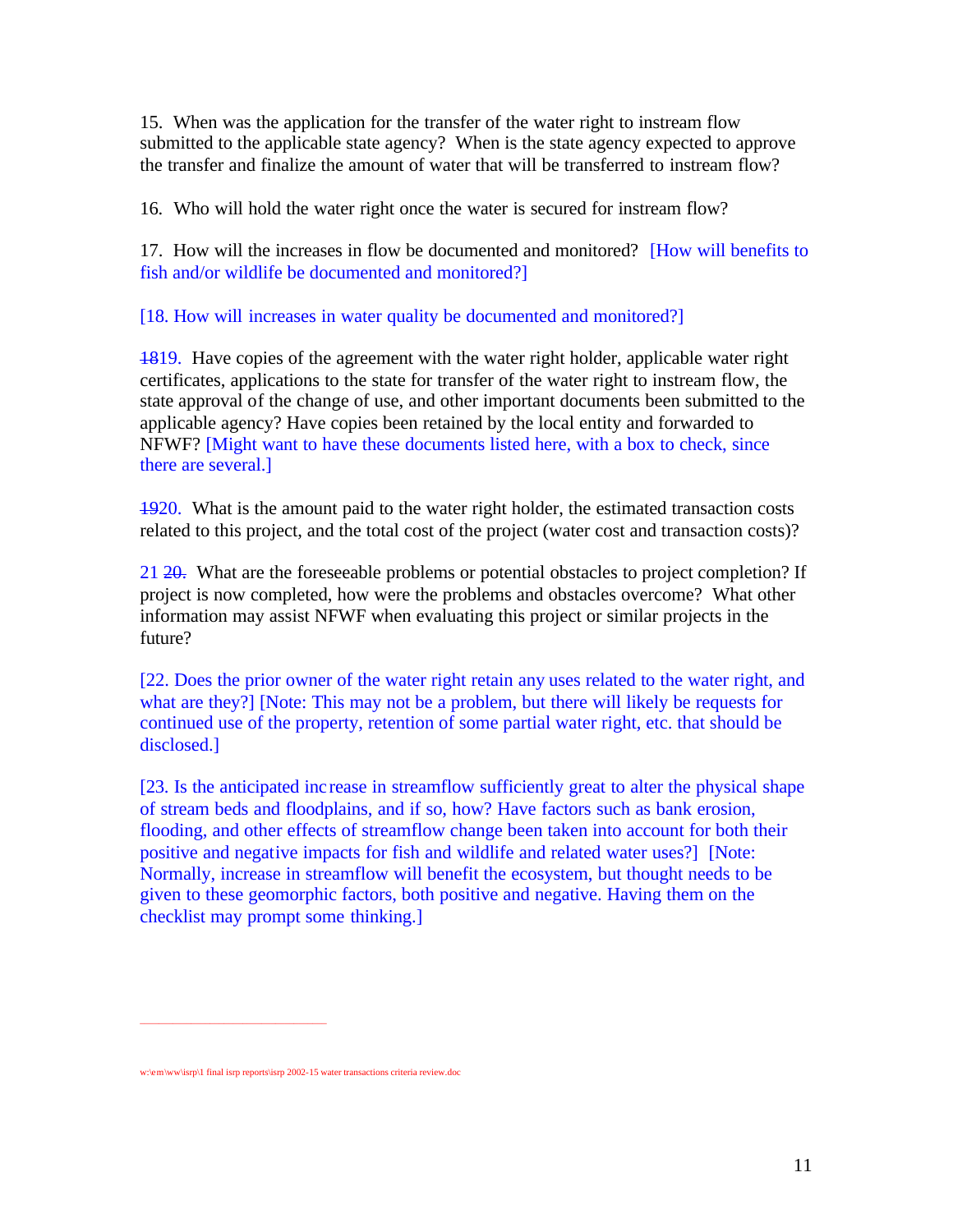15. When was the application for the transfer of the water right to instream flow submitted to the applicable state agency? When is the state agency expected to approve the transfer and finalize the amount of water that will be transferred to instream flow?

16. Who will hold the water right once the water is secured for instream flow?

17. How will the increases in flow be documented and monitored? [How will benefits to fish and/or wildlife be documented and monitored?]

[18. How will increases in water quality be documented and monitored?]

~~18~~19. Have copies of the agreement with the water right holder, applicable water right certificates, applications to the state for transfer of the water right to instream flow, the state approval of the change of use, and other important documents been submitted to the applicable agency? Have copies been retained by the local entity and forwarded to NFWF? [Might want to have these documents listed here, with a box to check, since there are several.]

~~19~~20. What is the amount paid to the water right holder, the estimated transaction costs related to this project, and the total cost of the project (water cost and transaction costs)?

21 ~~20.~~ What are the foreseeable problems or potential obstacles to project completion? If project is now completed, how were the problems and obstacles overcome? What other information may assist NFWF when evaluating this project or similar projects in the future?

[22. Does the prior owner of the water right retain any uses related to the water right, and what are they?] [Note: This may not be a problem, but there will likely be requests for continued use of the property, retention of some partial water right, etc. that should be disclosed.]

[23. Is the anticipated increase in streamflow sufficiently great to alter the physical shape of stream beds and floodplains, and if so, how? Have factors such as bank erosion, flooding, and other effects of streamflow change been taken into account for both their positive and negative impacts for fish and wildlife and related water uses?] [Note: Normally, increase in streamflow will benefit the ecosystem, but thought needs to be given to these geomorphic factors, both positive and negative. Having them on the checklist may prompt some thinking.]

w:\em\ww\isrp\1 final isrp reports\isrp 2002-15 water transactions criteria review.doc